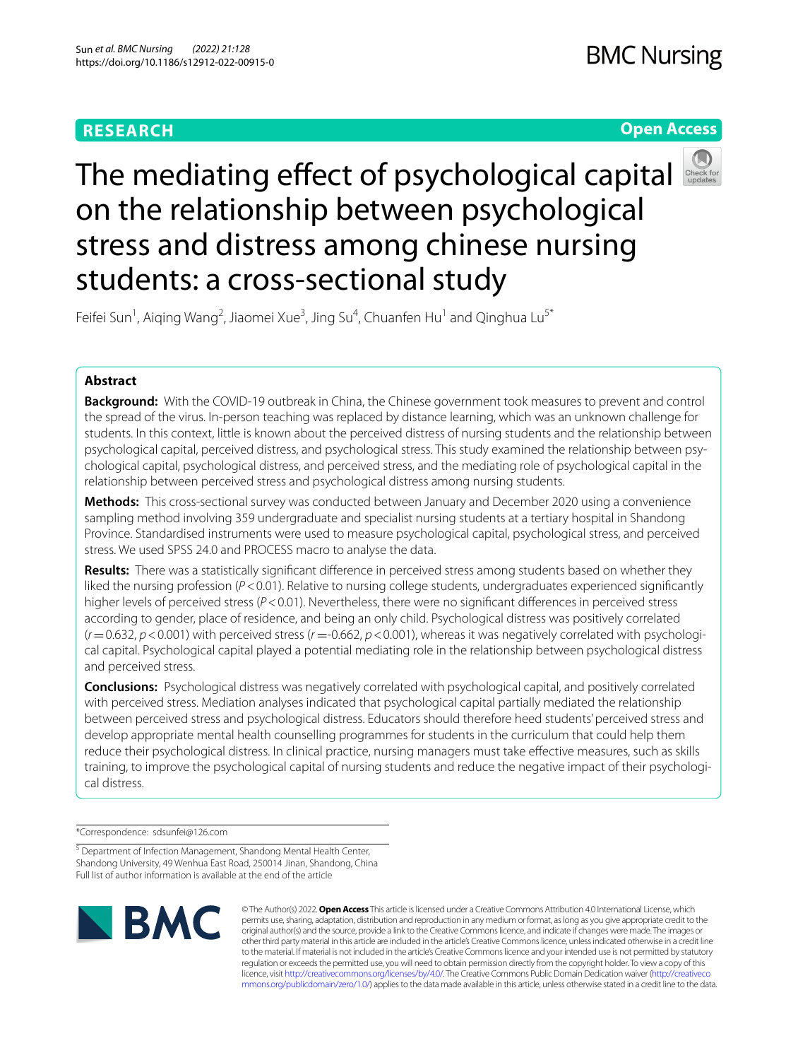RESEARCH

Open Access

# The mediating effect of psychological capital on the relationship between psychological stress and distress among chinese nursing students: a cross-sectional study

Feifei Sun[1], Aiqing Wang[2], Jiaomei Xue[3], Jing Su[4], Chuanfen Hu[1] and Qinghua Lu[5*]

## Abstract

**Background:** With the COVID-19 outbreak in China, the Chinese government took measures to prevent and control the spread of the virus. In-person teaching was replaced by distance learning, which was an unknown challenge for students. In this context, little is known about the perceived distress of nursing students and the relationship between psychological capital, perceived distress, and psychological stress. This study examined the relationship between psychological capital, psychological distress, and perceived stress, and the mediating role of psychological capital in the relationship between perceived stress and psychological distress among nursing students.

**Methods:** This cross-sectional survey was conducted between January and December 2020 using a convenience sampling method involving 359 undergraduate and specialist nursing students at a tertiary hospital in Shandong Province. Standardised instruments were used to measure psychological capital, psychological stress, and perceived stress. We used SPSS 24.0 and PROCESS macro to analyse the data.

**Results:** There was a statistically significant difference in perceived stress among students based on whether they liked the nursing profession ($P < 0.01$). Relative to nursing college students, undergraduates experienced significantly higher levels of perceived stress ($P < 0.01$). Nevertheless, there were no significant differences in perceived stress according to gender, place of residence, and being an only child. Psychological distress was positively correlated ($r = 0.632$, $p < 0.001$) with perceived stress ($r = -0.662$, $p < 0.001$), whereas it was negatively correlated with psychological capital. Psychological capital played a potential mediating role in the relationship between psychological distress and perceived stress.

**Conclusions:** Psychological distress was negatively correlated with psychological capital, and positively correlated with perceived stress. Mediation analyses indicated that psychological capital partially mediated the relationship between perceived stress and psychological distress. Educators should therefore heed students' perceived stress and develop appropriate mental health counselling programmes for students in the curriculum that could help them reduce their psychological distress. In clinical practice, nursing managers must take effective measures, such as skills training, to improve the psychological capital of nursing students and reduce the negative impact of their psychological distress.

*Correspondence: sdsunfei@126.com

[5] Department of Infection Management, Shandong Mental Health Center, Shandong University, 49 Wenhua East Road, 250014 Jinan, Shandong, China
Full list of author information is available at the end of the article

© The Author(s) 2022. **Open Access** This article is licensed under a Creative Commons Attribution 4.0 International License, which permits use, sharing, adaptation, distribution and reproduction in any medium or format, as long as you give appropriate credit to the original author(s) and the source, provide a link to the Creative Commons licence, and indicate if changes were made. The images or other third party material in this article are included in the article's Creative Commons licence, unless indicated otherwise in a credit line to the material. If material is not included in the article's Creative Commons licence and your intended use is not permitted by statutory regulation or exceeds the permitted use, you will need to obtain permission directly from the copyright holder. To view a copy of this licence, visit http://creativecommons.org/licenses/by/4.0/. The Creative Commons Public Domain Dedication waiver (http://creativecommons.org/publicdomain/zero/1.0/) applies to the data made available in this article, unless otherwise stated in a credit line to the data.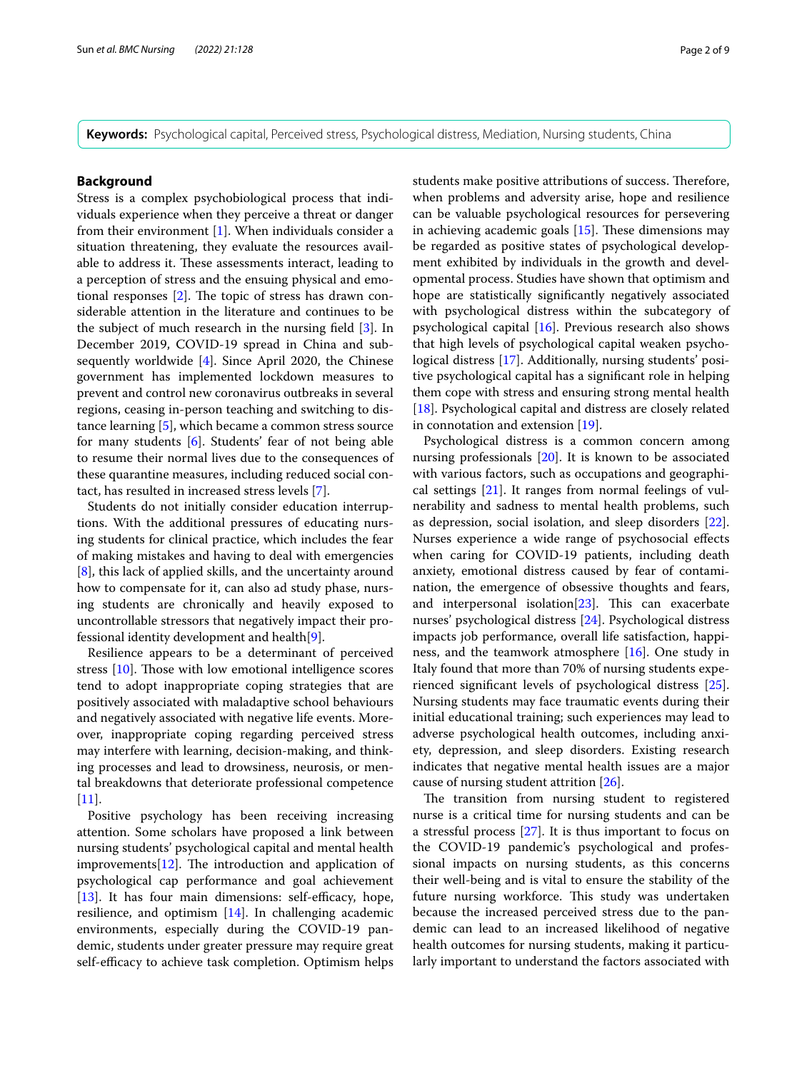**Keywords:** Psychological capital, Perceived stress, Psychological distress, Mediation, Nursing students, China

## Background

Stress is a complex psychobiological process that individuals experience when they perceive a threat or danger from their environment [1]. When individuals consider a situation threatening, they evaluate the resources available to address it. These assessments interact, leading to a perception of stress and the ensuing physical and emotional responses [2]. The topic of stress has drawn considerable attention in the literature and continues to be the subject of much research in the nursing field [3]. In December 2019, COVID-19 spread in China and subsequently worldwide [4]. Since April 2020, the Chinese government has implemented lockdown measures to prevent and control new coronavirus outbreaks in several regions, ceasing in-person teaching and switching to distance learning [5], which became a common stress source for many students [6]. Students' fear of not being able to resume their normal lives due to the consequences of these quarantine measures, including reduced social contact, has resulted in increased stress levels [7].

Students do not initially consider education interruptions. With the additional pressures of educating nursing students for clinical practice, which includes the fear of making mistakes and having to deal with emergencies [8], this lack of applied skills, and the uncertainty around how to compensate for it, can also ad study phase, nursing students are chronically and heavily exposed to uncontrollable stressors that negatively impact their professional identity development and health[9].

Resilience appears to be a determinant of perceived stress [10]. Those with low emotional intelligence scores tend to adopt inappropriate coping strategies that are positively associated with maladaptive school behaviours and negatively associated with negative life events. Moreover, inappropriate coping regarding perceived stress may interfere with learning, decision-making, and thinking processes and lead to drowsiness, neurosis, or mental breakdowns that deteriorate professional competence [11].

Positive psychology has been receiving increasing attention. Some scholars have proposed a link between nursing students' psychological capital and mental health improvements[12]. The introduction and application of psychological cap performance and goal achievement [13]. It has four main dimensions: self-efficacy, hope, resilience, and optimism [14]. In challenging academic environments, especially during the COVID-19 pandemic, students under greater pressure may require great self-efficacy to achieve task completion. Optimism helps students make positive attributions of success. Therefore, when problems and adversity arise, hope and resilience can be valuable psychological resources for persevering in achieving academic goals [15]. These dimensions may be regarded as positive states of psychological development exhibited by individuals in the growth and developmental process. Studies have shown that optimism and hope are statistically significantly negatively associated with psychological distress within the subcategory of psychological capital [16]. Previous research also shows that high levels of psychological capital weaken psychological distress [17]. Additionally, nursing students' positive psychological capital has a significant role in helping them cope with stress and ensuring strong mental health [18]. Psychological capital and distress are closely related in connotation and extension [19].

Psychological distress is a common concern among nursing professionals [20]. It is known to be associated with various factors, such as occupations and geographical settings [21]. It ranges from normal feelings of vulnerability and sadness to mental health problems, such as depression, social isolation, and sleep disorders [22]. Nurses experience a wide range of psychosocial effects when caring for COVID-19 patients, including death anxiety, emotional distress caused by fear of contamination, the emergence of obsessive thoughts and fears, and interpersonal isolation[23]. This can exacerbate nurses' psychological distress [24]. Psychological distress impacts job performance, overall life satisfaction, happiness, and the teamwork atmosphere [16]. One study in Italy found that more than 70% of nursing students experienced significant levels of psychological distress [25]. Nursing students may face traumatic events during their initial educational training; such experiences may lead to adverse psychological health outcomes, including anxiety, depression, and sleep disorders. Existing research indicates that negative mental health issues are a major cause of nursing student attrition [26].

The transition from nursing student to registered nurse is a critical time for nursing students and can be a stressful process [27]. It is thus important to focus on the COVID-19 pandemic's psychological and professional impacts on nursing students, as this concerns their well-being and is vital to ensure the stability of the future nursing workforce. This study was undertaken because the increased perceived stress due to the pandemic can lead to an increased likelihood of negative health outcomes for nursing students, making it particularly important to understand the factors associated with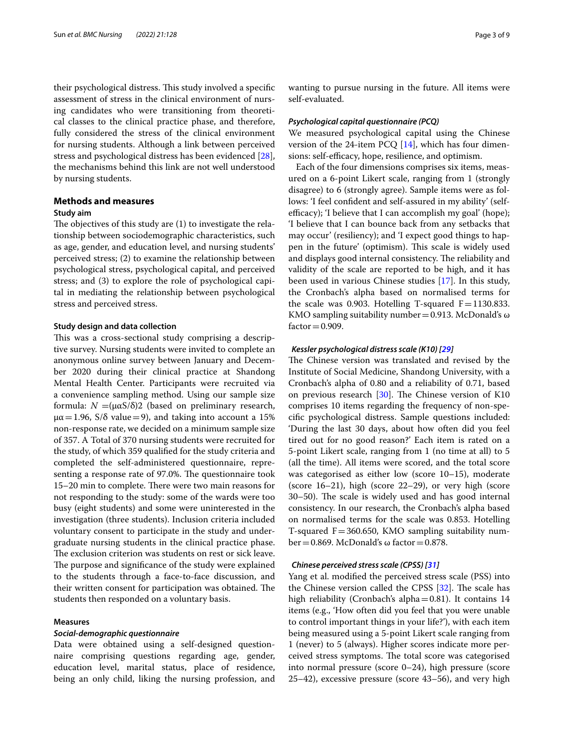their psychological distress. This study involved a specific assessment of stress in the clinical environment of nursing candidates who were transitioning from theoretical classes to the clinical practice phase, and therefore, fully considered the stress of the clinical environment for nursing students. Although a link between perceived stress and psychological distress has been evidenced [28], the mechanisms behind this link are not well understood by nursing students.

## Methods and measures

### Study aim

The objectives of this study are (1) to investigate the relationship between sociodemographic characteristics, such as age, gender, and education level, and nursing students' perceived stress; (2) to examine the relationship between psychological stress, psychological capital, and perceived stress; and (3) to explore the role of psychological capital in mediating the relationship between psychological stress and perceived stress.

### Study design and data collection

This was a cross-sectional study comprising a descriptive survey. Nursing students were invited to complete an anonymous online survey between January and December 2020 during their clinical practice at Shandong Mental Health Center. Participants were recruited via a convenience sampling method. Using our sample size formula: $N = (\mu\alpha S/\delta)2$ (based on preliminary research, $\mu\alpha = 1.96$, $S/\delta$ value $= 9$), and taking into account a 15% non-response rate, we decided on a minimum sample size of 357. A Total of 370 nursing students were recruited for the study, of which 359 qualified for the study criteria and completed the self-administered questionnaire, representing a response rate of 97.0%. The questionnaire took 15–20 min to complete. There were two main reasons for not responding to the study: some of the wards were too busy (eight students) and some were uninterested in the investigation (three students). Inclusion criteria included voluntary consent to participate in the study and undergraduate nursing students in the clinical practice phase. The exclusion criterion was students on rest or sick leave. The purpose and significance of the study were explained to the students through a face-to-face discussion, and their written consent for participation was obtained. The students then responded on a voluntary basis.

### Measures

#### *Social-demographic questionnaire*

Data were obtained using a self-designed questionnaire comprising questions regarding age, gender, education level, marital status, place of residence, being an only child, liking the nursing profession, and wanting to pursue nursing in the future. All items were self-evaluated.

#### *Psychological capital questionnaire (PCQ)*

We measured psychological capital using the Chinese version of the 24-item PCQ [14], which has four dimensions: self-efficacy, hope, resilience, and optimism.

Each of the four dimensions comprises six items, measured on a 6-point Likert scale, ranging from 1 (strongly disagree) to 6 (strongly agree). Sample items were as follows: 'I feel confident and self-assured in my ability' (self-efficacy); 'I believe that I can accomplish my goal' (hope); 'I believe that I can bounce back from any setbacks that may occur' (resiliency); and 'I expect good things to happen in the future' (optimism). This scale is widely used and displays good internal consistency. The reliability and validity of the scale are reported to be high, and it has been used in various Chinese studies [17]. In this study, the Cronbach's alpha based on normalised terms for the scale was 0.903. Hotelling T-squared $F = 1130.833$. KMO sampling suitability number $= 0.913$. McDonald's $\omega$ factor $= 0.909$.

#### *Kessler psychological distress scale (K10) [29]*

The Chinese version was translated and revised by the Institute of Social Medicine, Shandong University, with a Cronbach's alpha of 0.80 and a reliability of 0.71, based on previous research [30]. The Chinese version of K10 comprises 10 items regarding the frequency of non-specific psychological distress. Sample questions included: 'During the last 30 days, about how often did you feel tired out for no good reason?' Each item is rated on a 5-point Likert scale, ranging from 1 (no time at all) to 5 (all the time). All items were scored, and the total score was categorised as either low (score 10–15), moderate (score 16–21), high (score 22–29), or very high (score 30–50). The scale is widely used and has good internal consistency. In our research, the Cronbach's alpha based on normalised terms for the scale was 0.853. Hotelling T-squared $F = 360.650$, KMO sampling suitability number $= 0.869$. McDonald's $\omega$ factor $= 0.878$.

#### *Chinese perceived stress scale (CPSS) [31]*

Yang et al. modified the perceived stress scale (PSS) into the Chinese version called the CPSS [32]. The scale has high reliability (Cronbach's alpha $= 0.81$). It contains 14 items (e.g., 'How often did you feel that you were unable to control important things in your life?'), with each item being measured using a 5-point Likert scale ranging from 1 (never) to 5 (always). Higher scores indicate more perceived stress symptoms. The total score was categorised into normal pressure (score 0–24), high pressure (score 25–42), excessive pressure (score 43–56), and very high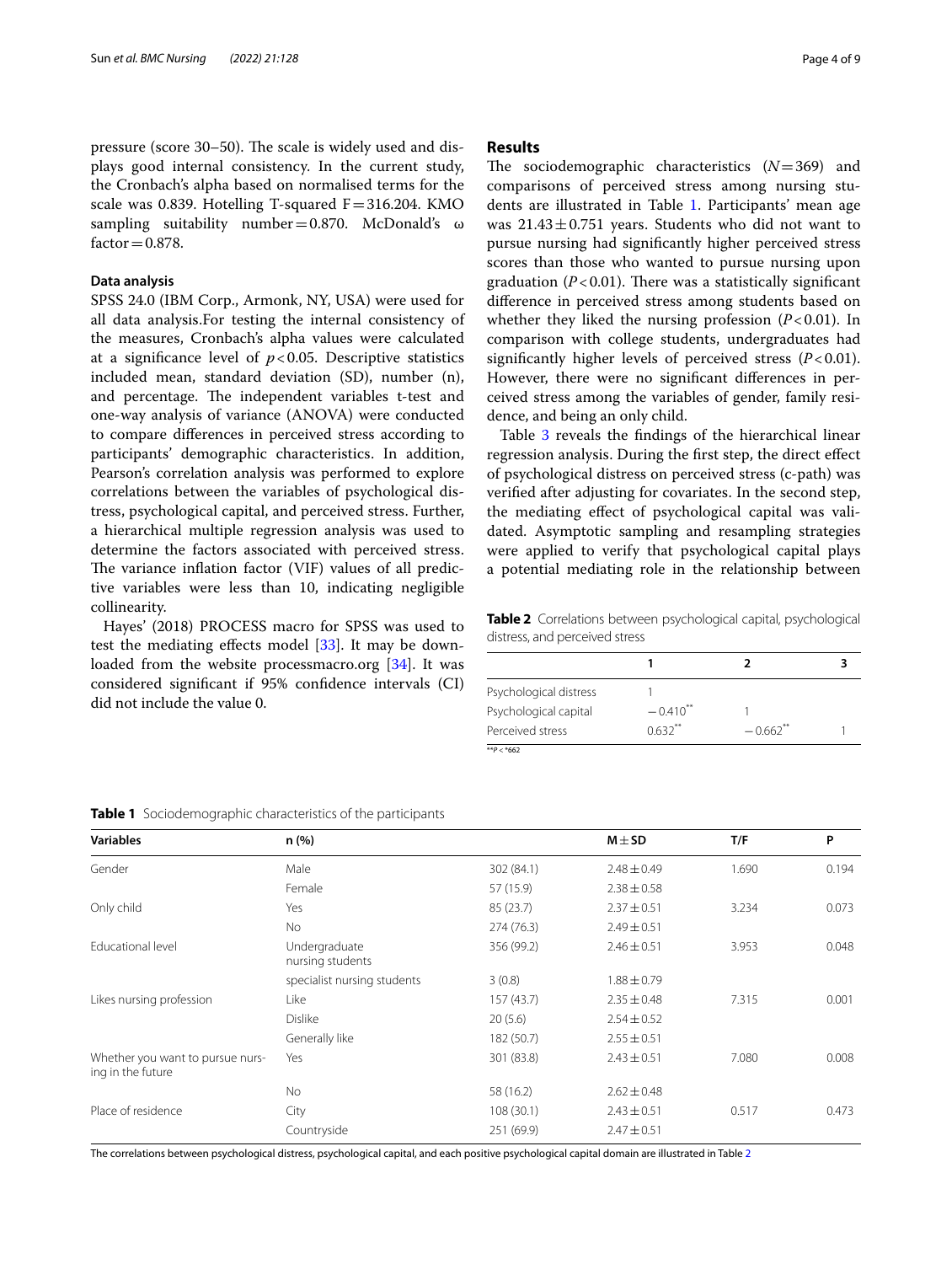pressure (score 30–50). The scale is widely used and displays good internal consistency. In the current study, the Cronbach's alpha based on normalised terms for the scale was 0.839. Hotelling T-squared F = 316.204. KMO sampling suitability number = 0.870. McDonald's ω factor = 0.878.

### Data analysis

SPSS 24.0 (IBM Corp., Armonk, NY, USA) were used for all data analysis.For testing the internal consistency of the measures, Cronbach's alpha values were calculated at a significance level of $p < 0.05$. Descriptive statistics included mean, standard deviation (SD), number (n), and percentage. The independent variables t-test and one-way analysis of variance (ANOVA) were conducted to compare differences in perceived stress according to participants' demographic characteristics. In addition, Pearson's correlation analysis was performed to explore correlations between the variables of psychological distress, psychological capital, and perceived stress. Further, a hierarchical multiple regression analysis was used to determine the factors associated with perceived stress. The variance inflation factor (VIF) values of all predictive variables were less than 10, indicating negligible collinearity.

Hayes' (2018) PROCESS macro for SPSS was used to test the mediating effects model [33]. It may be downloaded from the website processmacro.org [34]. It was considered significant if 95% confidence intervals (CI) did not include the value 0.

## Results

The sociodemographic characteristics ($N = 369$) and comparisons of perceived stress among nursing students are illustrated in Table 1. Participants' mean age was $21.43 \pm 0.751$ years. Students who did not want to pursue nursing had significantly higher perceived stress scores than those who wanted to pursue nursing upon graduation ($P < 0.01$). There was a statistically significant difference in perceived stress among students based on whether they liked the nursing profession ($P < 0.01$). In comparison with college students, undergraduates had significantly higher levels of perceived stress ($P < 0.01$). However, there were no significant differences in perceived stress among the variables of gender, family residence, and being an only child.

Table 3 reveals the findings of the hierarchical linear regression analysis. During the first step, the direct effect of psychological distress on perceived stress (c-path) was verified after adjusting for covariates. In the second step, the mediating effect of psychological capital was validated. Asymptotic sampling and resampling strategies were applied to verify that psychological capital plays a potential mediating role in the relationship between

**Table 2** Correlations between psychological capital, psychological distress, and perceived stress

| | 1 | 2 | 3 |
|---|---|---|---|
| Psychological distress | 1 | | |
| Psychological capital | −0.410** | 1 | |
| Perceived stress | 0.632** | −0.662** | 1 |

**P < *662

**Table 1** Sociodemographic characteristics of the participants

| Variables | n (%) | | M ± SD | T/F | P |
|---|---|---|---|---|---|
| Gender | Male | 302 (84.1) | 2.48 ± 0.49 | 1.690 | 0.194 |
| | Female | 57 (15.9) | 2.38 ± 0.58 | | |
| Only child | Yes | 85 (23.7) | 2.37 ± 0.51 | 3.234 | 0.073 |
| | No | 274 (76.3) | 2.49 ± 0.51 | | |
| Educational level | Undergraduate nursing students | 356 (99.2) | 2.46 ± 0.51 | 3.953 | 0.048 |
| | specialist nursing students | 3 (0.8) | 1.88 ± 0.79 | | |
| Likes nursing profession | Like | 157 (43.7) | 2.35 ± 0.48 | 7.315 | 0.001 |
| | Dislike | 20 (5.6) | 2.54 ± 0.52 | | |
| | Generally like | 182 (50.7) | 2.55 ± 0.51 | | |
| Whether you want to pursue nursing in the future | Yes | 301 (83.8) | 2.43 ± 0.51 | 7.080 | 0.008 |
| | No | 58 (16.2) | 2.62 ± 0.48 | | |
| Place of residence | City | 108 (30.1) | 2.43 ± 0.51 | 0.517 | 0.473 |
| | Countryside | 251 (69.9) | 2.47 ± 0.51 | | |

The correlations between psychological distress, psychological capital, and each positive psychological capital domain are illustrated in Table 2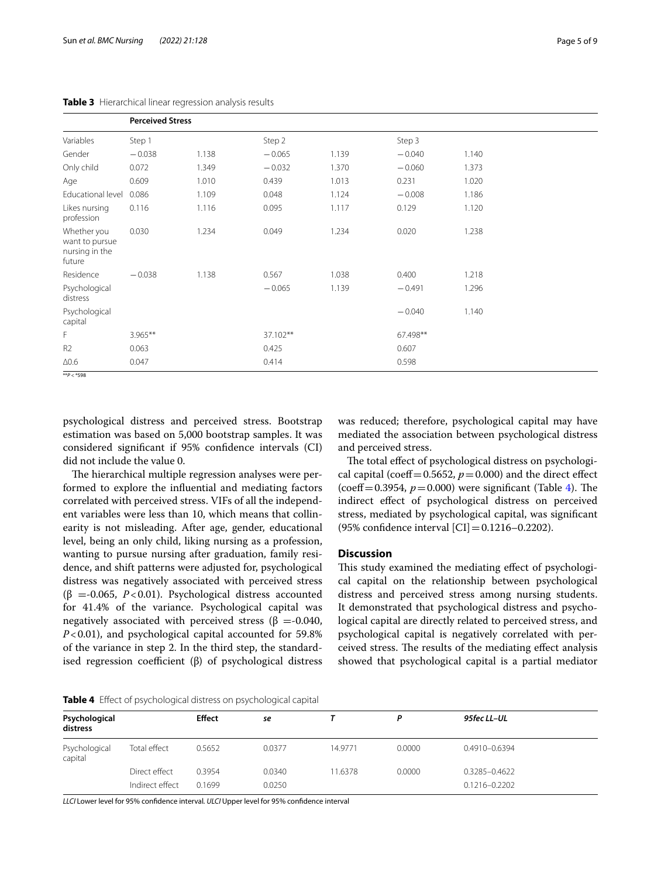**Table 3** Hierarchical linear regression analysis results

| | Perceived Stress | | | | | |
|---|---|---|---|---|---|---|
| Variables | Step 1 | | Step 2 | | Step 3 | |
| Gender | −0.038 | 1.138 | −0.065 | 1.139 | −0.040 | 1.140 |
| Only child | 0.072 | 1.349 | −0.032 | 1.370 | −0.060 | 1.373 |
| Age | 0.609 | 1.010 | 0.439 | 1.013 | 0.231 | 1.020 |
| Educational level | 0.086 | 1.109 | 0.048 | 1.124 | −0.008 | 1.186 |
| Likes nursing profession | 0.116 | 1.116 | 0.095 | 1.117 | 0.129 | 1.120 |
| Whether you want to pursue nursing in the future | 0.030 | 1.234 | 0.049 | 1.234 | 0.020 | 1.238 |
| Residence | −0.038 | 1.138 | 0.567 | 1.038 | 0.400 | 1.218 |
| Psychological distress | | | −0.065 | 1.139 | −0.491 | 1.296 |
| Psychological capital | | | | | −0.040 | 1.140 |
| F | 3.965** | | 37.102** | | 67.498** | |
| R2 | 0.063 | | 0.425 | | 0.607 | |
| Δ0.6 | 0.047 | | 0.414 | | 0.598 | |

**P < *598

psychological distress and perceived stress. Bootstrap estimation was based on 5,000 bootstrap samples. It was considered significant if 95% confidence intervals (CI) did not include the value 0.

The hierarchical multiple regression analyses were performed to explore the influential and mediating factors correlated with perceived stress. VIFs of all the independent variables were less than 10, which means that collinearity is not misleading. After age, gender, educational level, being an only child, liking nursing as a profession, wanting to pursue nursing after graduation, family residence, and shift patterns were adjusted for, psychological distress was negatively associated with perceived stress ($\beta$ =-0.065, $P<0.01$). Psychological distress accounted for 41.4% of the variance. Psychological capital was negatively associated with perceived stress ($\beta$ =-0.040, $P<0.01$), and psychological capital accounted for 59.8% of the variance in step 2. In the third step, the standardised regression coefficient ($\beta$) of psychological distress was reduced; therefore, psychological capital may have mediated the association between psychological distress and perceived stress.

The total effect of psychological distress on psychological capital (coeff = 0.5652, $p=0.000$) and the direct effect (coeff = 0.3954, $p=0.000$) were significant (Table 4). The indirect effect of psychological distress on perceived stress, mediated by psychological capital, was significant (95% confidence interval [CI] = 0.1216–0.2202).

## Discussion

This study examined the mediating effect of psychological capital on the relationship between psychological distress and perceived stress among nursing students. It demonstrated that psychological distress and psychological capital are directly related to perceived stress, and psychological capital is negatively correlated with perceived stress. The results of the mediating effect analysis showed that psychological capital is a partial mediator

**Table 4** Effect of psychological distress on psychological capital

| Psychological distress | | Effect | se | T | P | 95fec LL–UL |
|---|---|---|---|---|---|---|
| Psychological capital | Total effect | 0.5652 | 0.0377 | 14.9771 | 0.0000 | 0.4910–0.6394 |
| | Direct effect | 0.3954 | 0.0340 | 11.6378 | 0.0000 | 0.3285–0.4622 |
| | Indirect effect | 0.1699 | 0.0250 | | | 0.1216–0.2202 |

*LLCI* Lower level for 95% confidence interval. *ULCI* Upper level for 95% confidence interval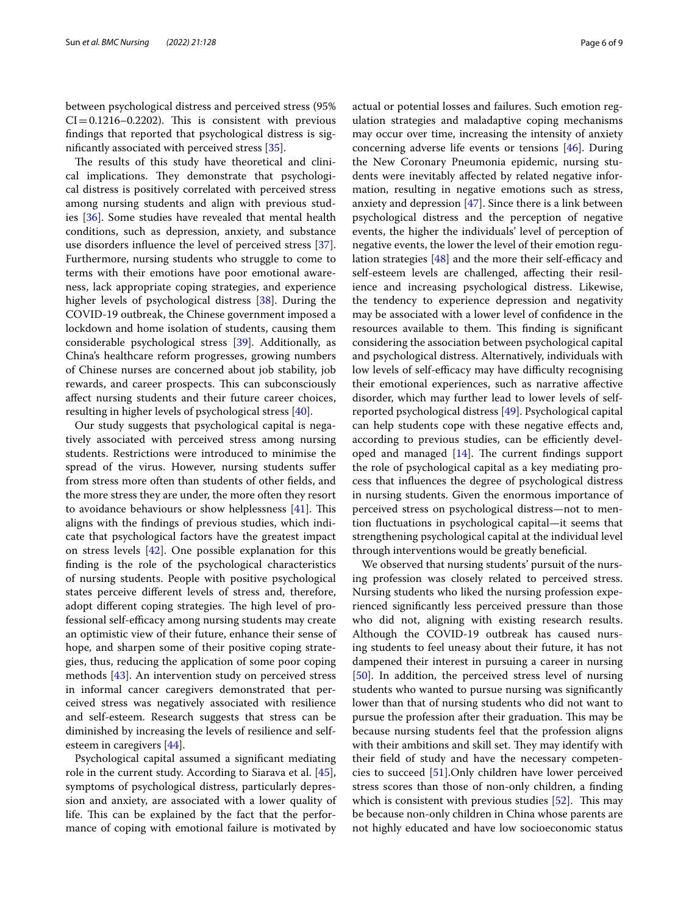between psychological distress and perceived stress (95% CI = 0.1216–0.2202). This is consistent with previous findings that reported that psychological distress is significantly associated with perceived stress [35].

The results of this study have theoretical and clinical implications. They demonstrate that psychological distress is positively correlated with perceived stress among nursing students and align with previous studies [36]. Some studies have revealed that mental health conditions, such as depression, anxiety, and substance use disorders influence the level of perceived stress [37]. Furthermore, nursing students who struggle to come to terms with their emotions have poor emotional awareness, lack appropriate coping strategies, and experience higher levels of psychological distress [38]. During the COVID-19 outbreak, the Chinese government imposed a lockdown and home isolation of students, causing them considerable psychological stress [39]. Additionally, as China's healthcare reform progresses, growing numbers of Chinese nurses are concerned about job stability, job rewards, and career prospects. This can subconsciously affect nursing students and their future career choices, resulting in higher levels of psychological stress [40].

Our study suggests that psychological capital is negatively associated with perceived stress among nursing students. Restrictions were introduced to minimise the spread of the virus. However, nursing students suffer from stress more often than students of other fields, and the more stress they are under, the more often they resort to avoidance behaviours or show helplessness [41]. This aligns with the findings of previous studies, which indicate that psychological factors have the greatest impact on stress levels [42]. One possible explanation for this finding is the role of the psychological characteristics of nursing students. People with positive psychological states perceive different levels of stress and, therefore, adopt different coping strategies. The high level of professional self-efficacy among nursing students may create an optimistic view of their future, enhance their sense of hope, and sharpen some of their positive coping strategies, thus, reducing the application of some poor coping methods [43]. An intervention study on perceived stress in informal cancer caregivers demonstrated that perceived stress was negatively associated with resilience and self-esteem. Research suggests that stress can be diminished by increasing the levels of resilience and self-esteem in caregivers [44].

Psychological capital assumed a significant mediating role in the current study. According to Siarava et al. [45], symptoms of psychological distress, particularly depression and anxiety, are associated with a lower quality of life. This can be explained by the fact that the performance of coping with emotional failure is motivated by actual or potential losses and failures. Such emotion regulation strategies and maladaptive coping mechanisms may occur over time, increasing the intensity of anxiety concerning adverse life events or tensions [46]. During the New Coronary Pneumonia epidemic, nursing students were inevitably affected by related negative information, resulting in negative emotions such as stress, anxiety and depression [47]. Since there is a link between psychological distress and the perception of negative events, the higher the individuals' level of perception of negative events, the lower the level of their emotion regulation strategies [48] and the more their self-efficacy and self-esteem levels are challenged, affecting their resilience and increasing psychological distress. Likewise, the tendency to experience depression and negativity may be associated with a lower level of confidence in the resources available to them. This finding is significant considering the association between psychological capital and psychological distress. Alternatively, individuals with low levels of self-efficacy may have difficulty recognising their emotional experiences, such as narrative affective disorder, which may further lead to lower levels of self-reported psychological distress [49]. Psychological capital can help students cope with these negative effects and, according to previous studies, can be efficiently developed and managed [14]. The current findings support the role of psychological capital as a key mediating process that influences the degree of psychological distress in nursing students. Given the enormous importance of perceived stress on psychological distress—not to mention fluctuations in psychological capital—it seems that strengthening psychological capital at the individual level through interventions would be greatly beneficial.

We observed that nursing students' pursuit of the nursing profession was closely related to perceived stress. Nursing students who liked the nursing profession experienced significantly less perceived pressure than those who did not, aligning with existing research results. Although the COVID-19 outbreak has caused nursing students to feel uneasy about their future, it has not dampened their interest in pursuing a career in nursing [50]. In addition, the perceived stress level of nursing students who wanted to pursue nursing was significantly lower than that of nursing students who did not want to pursue the profession after their graduation. This may be because nursing students feel that the profession aligns with their ambitions and skill set. They may identify with their field of study and have the necessary competencies to succeed [51].Only children have lower perceived stress scores than those of non-only children, a finding which is consistent with previous studies [52]. This may be because non-only children in China whose parents are not highly educated and have low socioeconomic status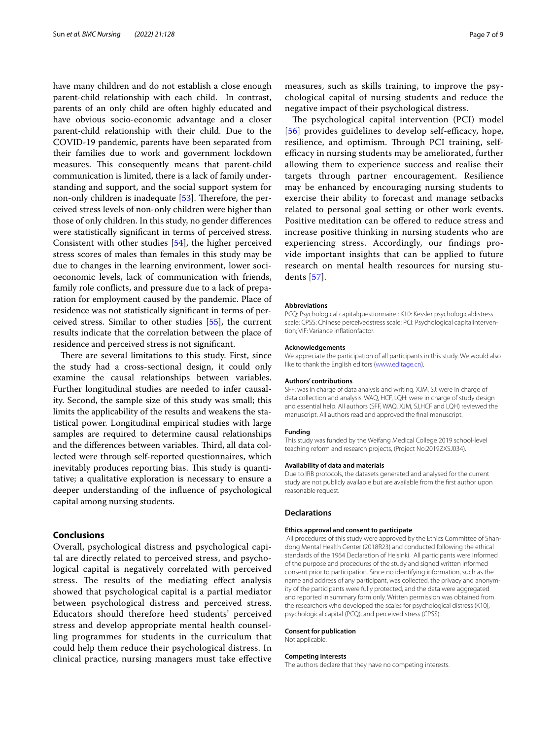have many children and do not establish a close enough parent-child relationship with each child. In contrast, parents of an only child are often highly educated and have obvious socio-economic advantage and a closer parent-child relationship with their child. Due to the COVID-19 pandemic, parents have been separated from their families due to work and government lockdown measures. This consequently means that parent-child communication is limited, there is a lack of family understanding and support, and the social support system for non-only children is inadequate [53]. Therefore, the perceived stress levels of non-only children were higher than those of only children. In this study, no gender differences were statistically significant in terms of perceived stress. Consistent with other studies [54], the higher perceived stress scores of males than females in this study may be due to changes in the learning environment, lower socioeconomic levels, lack of communication with friends, family role conflicts, and pressure due to a lack of preparation for employment caused by the pandemic. Place of residence was not statistically significant in terms of perceived stress. Similar to other studies [55], the current results indicate that the correlation between the place of residence and perceived stress is not significant.

There are several limitations to this study. First, since the study had a cross-sectional design, it could only examine the causal relationships between variables. Further longitudinal studies are needed to infer causality. Second, the sample size of this study was small; this limits the applicability of the results and weakens the statistical power. Longitudinal empirical studies with large samples are required to determine causal relationships and the differences between variables. Third, all data collected were through self-reported questionnaires, which inevitably produces reporting bias. This study is quantitative; a qualitative exploration is necessary to ensure a deeper understanding of the influence of psychological capital among nursing students.

## Conclusions

Overall, psychological distress and psychological capital are directly related to perceived stress, and psychological capital is negatively correlated with perceived stress. The results of the mediating effect analysis showed that psychological capital is a partial mediator between psychological distress and perceived stress. Educators should therefore heed students' perceived stress and develop appropriate mental health counselling programmes for students in the curriculum that could help them reduce their psychological distress. In clinical practice, nursing managers must take effective measures, such as skills training, to improve the psychological capital of nursing students and reduce the negative impact of their psychological distress.

The psychological capital intervention (PCI) model [56] provides guidelines to develop self-efficacy, hope, resilience, and optimism. Through PCI training, self-efficacy in nursing students may be ameliorated, further allowing them to experience success and realise their targets through partner encouragement. Resilience may be enhanced by encouraging nursing students to exercise their ability to forecast and manage setbacks related to personal goal setting or other work events. Positive meditation can be offered to reduce stress and increase positive thinking in nursing students who are experiencing stress. Accordingly, our findings provide important insights that can be applied to future research on mental health resources for nursing students [57].

#### Abbreviations

PCQ: Psychological capitalquestionnaire ; K10: Kessler psychologicaldistress scale; CPSS: Chinese perceivedstress scale; PCI: Psychological capitalintervention; VIF: Variance inflationfactor.

#### Acknowledgements

We appreciate the participation of all participants in this study. We would also like to thank the English editors (www.editage.cn).

#### Authors' contributions

SFF: was in charge of data analysis and writing. XJM, SJ: were in charge of data collection and analysis. WAQ, HCF, LQH: were in charge of study design and essential help. All authors (SFF, WAQ, XJM, SJ,HCF and LQH) reviewed the manuscript. All authors read and approved the final manuscript.

#### Funding

This study was funded by the Weifang Medical College 2019 school-level teaching reform and research projects, (Project No:2019ZXSJ034).

#### Availability of data and materials

Due to IRB protocols, the datasets generated and analysed for the current study are not publicly available but are available from the first author upon reasonable request.

### Declarations

#### Ethics approval and consent to participate

All procedures of this study were approved by the Ethics Committee of Shandong Mental Health Center (2018R23) and conducted following the ethical standards of the 1964 Declaration of Helsinki. All participants were informed of the purpose and procedures of the study and signed written informed consent prior to participation. Since no identifying information, such as the name and address of any participant, was collected, the privacy and anonymity of the participants were fully protected, and the data were aggregated and reported in summary form only. Written permission was obtained from the researchers who developed the scales for psychological distress (K10), psychological capital (PCQ), and perceived stress (CPSS).

#### Consent for publication

Not applicable.

#### Competing interests

The authors declare that they have no competing interests.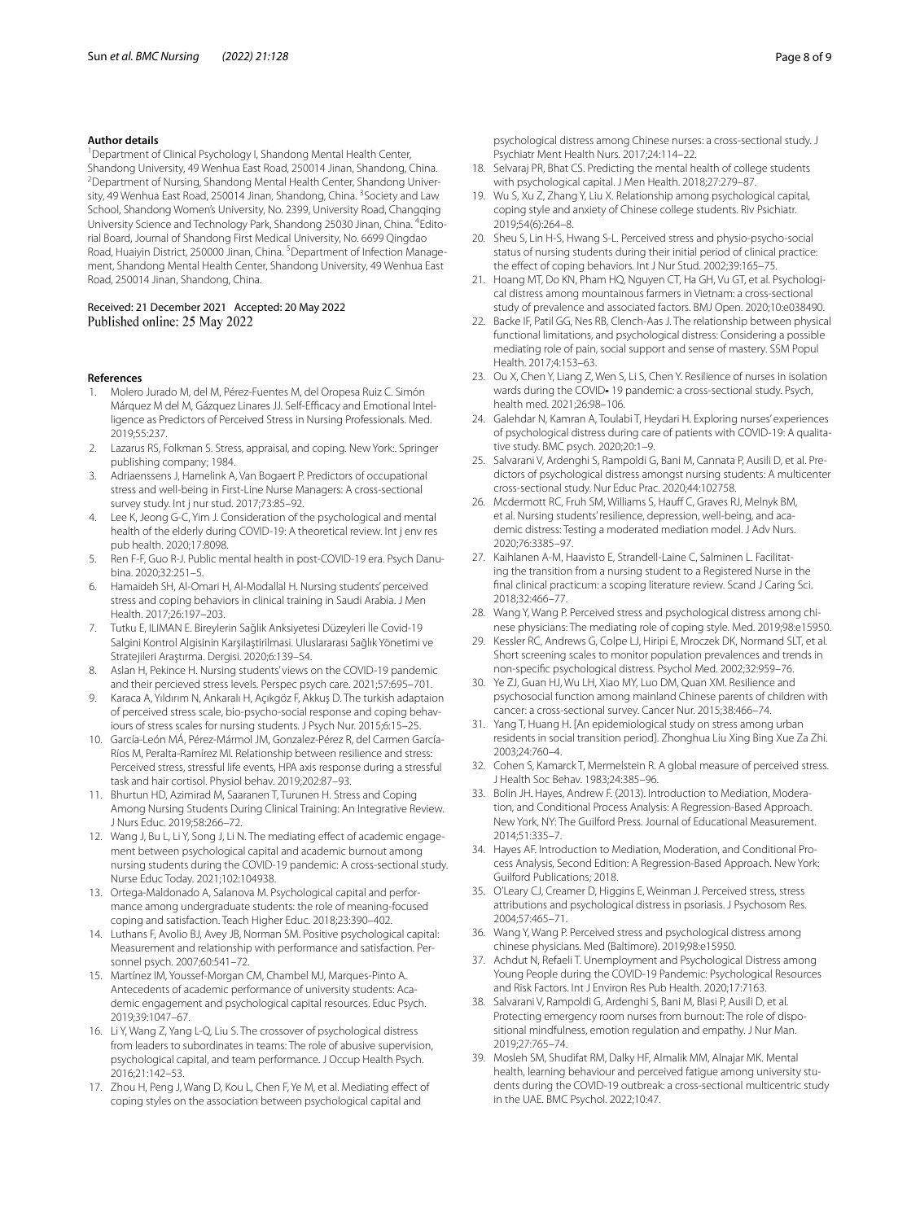**Author details**

[1]Department of Clinical Psychology I, Shandong Mental Health Center, Shandong University, 49 Wenhua East Road, 250014 Jinan, Shandong, China. [2]Department of Nursing, Shandong Mental Health Center, Shandong University, 49 Wenhua East Road, 250014 Jinan, Shandong, China. [3]Society and Law School, Shandong Women's University, No. 2399, University Road, Changqing University Science and Technology Park, Shandong 25030 Jinan, China. [4]Editorial Board, Journal of Shandong First Medical University, No. 6699 Qingdao Road, Huaiyin District, 250000 Jinan, China. [5]Department of Infection Management, Shandong Mental Health Center, Shandong University, 49 Wenhua East Road, 250014 Jinan, Shandong, China.

Received: 21 December 2021 Accepted: 20 May 2022
Published online: 25 May 2022

**References**

1. Molero Jurado M, del M, Pérez-Fuentes M, del Oropesa Ruiz C. Simón Márquez M del M, Gázquez Linares JJ. Self-Efficacy and Emotional Intelligence as Predictors of Perceived Stress in Nursing Professionals. Med. 2019;55:237.
2. Lazarus RS, Folkman S. Stress, appraisal, and coping. New York:. Springer publishing company; 1984.
3. Adriaenssens J, Hamelink A, Van Bogaert P. Predictors of occupational stress and well-being in First-Line Nurse Managers: A cross-sectional survey study. Int j nur stud. 2017;73:85–92.
4. Lee K, Jeong G-C, Yim J. Consideration of the psychological and mental health of the elderly during COVID-19: A theoretical review. Int j env res pub health. 2020;17:8098.
5. Ren F-F, Guo R-J. Public mental health in post-COVID-19 era. Psych Danubina. 2020;32:251–5.
6. Hamaideh SH, Al-Omari H, Al-Modallal H. Nursing students' perceived stress and coping behaviors in clinical training in Saudi Arabia. J Men Health. 2017;26:197–203.
7. Tutku E, ILIMAN E. Bireylerin Sağlik Anksiyetesi Düzeyleri İle Covid-19 Salgini Kontrol Algisinin Karşilaştirilmasi. Uluslararası Sağlık Yönetimi ve Stratejileri Araştırma. Dergisi. 2020;6:139–54.
8. Aslan H, Pekince H. Nursing students' views on the COVID-19 pandemic and their percieved stress levels. Perspec psych care. 2021;57:695–701.
9. Karaca A, Yıldırım N, Ankaralı H, Açıkgöz F, Akkuş D. The turkish adaptaion of perceived stress scale, bio-psycho-social response and coping behaviours of stress scales for nursing students. J Psych Nur. 2015;6:15–25.
10. García-León MÁ, Pérez-Mármol JM, Gonzalez-Pérez R, del Carmen García-Ríos M, Peralta-Ramírez MI. Relationship between resilience and stress: Perceived stress, stressful life events, HPA axis response during a stressful task and hair cortisol. Physiol behav. 2019;202:87–93.
11. Bhurtun HD, Azimirad M, Saaranen T, Turunen H. Stress and Coping Among Nursing Students During Clinical Training: An Integrative Review. J Nurs Educ. 2019;58:266–72.
12. Wang J, Bu L, Li Y, Song J, Li N. The mediating effect of academic engagement between psychological capital and academic burnout among nursing students during the COVID-19 pandemic: A cross-sectional study. Nurse Educ Today. 2021;102:104938.
13. Ortega-Maldonado A, Salanova M. Psychological capital and performance among undergraduate students: the role of meaning-focused coping and satisfaction. Teach Higher Educ. 2018;23:390–402.
14. Luthans F, Avolio BJ, Avey JB, Norman SM. Positive psychological capital: Measurement and relationship with performance and satisfaction. Personnel psych. 2007;60:541–72.
15. Martínez IM, Youssef-Morgan CM, Chambel MJ, Marques-Pinto A. Antecedents of academic performance of university students: Academic engagement and psychological capital resources. Educ Psych. 2019;39:1047–67.
16. Li Y, Wang Z, Yang L-Q, Liu S. The crossover of psychological distress from leaders to subordinates in teams: The role of abusive supervision, psychological capital, and team performance. J Occup Health Psych. 2016;21:142–53.
17. Zhou H, Peng J, Wang D, Kou L, Chen F, Ye M, et al. Mediating effect of coping styles on the association between psychological capital and psychological distress among Chinese nurses: a cross-sectional study. J Psychiatr Ment Health Nurs. 2017;24:114–22.
18. Selvaraj PR, Bhat CS. Predicting the mental health of college students with psychological capital. J Men Health. 2018;27:279–87.
19. Wu S, Xu Z, Zhang Y, Liu X. Relationship among psychological capital, coping style and anxiety of Chinese college students. Riv Psichiatr. 2019;54(6):264–8.
20. Sheu S, Lin H-S, Hwang S-L. Perceived stress and physio-psycho-social status of nursing students during their initial period of clinical practice: the effect of coping behaviors. Int J Nur Stud. 2002;39:165–75.
21. Hoang MT, Do KN, Pham HQ, Nguyen CT, Ha GH, Vu GT, et al. Psychological distress among mountainous farmers in Vietnam: a cross-sectional study of prevalence and associated factors. BMJ Open. 2020;10:e038490.
22. Backe IF, Patil GG, Nes RB, Clench-Aas J. The relationship between physical functional limitations, and psychological distress: Considering a possible mediating role of pain, social support and sense of mastery. SSM Popul Health. 2017;4:153–63.
23. Ou X, Chen Y, Liang Z, Wen S, Li S, Chen Y. Resilience of nurses in isolation wards during the COVID‑19 pandemic: a cross-sectional study. Psych, health med. 2021;26:98–106.
24. Galehdar N, Kamran A, Toulabi T, Heydari H. Exploring nurses' experiences of psychological distress during care of patients with COVID-19: A qualitative study. BMC psych. 2020;20:1–9.
25. Salvarani V, Ardenghi S, Rampoldi G, Bani M, Cannata P, Ausili D, et al. Predictors of psychological distress amongst nursing students: A multicenter cross-sectional study. Nur Educ Prac. 2020;44:102758.
26. Mcdermott RC, Fruh SM, Williams S, Hauff C, Graves RJ, Melnyk BM, et al. Nursing students' resilience, depression, well-being, and academic distress: Testing a moderated mediation model. J Adv Nurs. 2020;76:3385–97.
27. Kaihlanen A-M, Haavisto E, Strandell-Laine C, Salminen L. Facilitating the transition from a nursing student to a Registered Nurse in the final clinical practicum: a scoping literature review. Scand J Caring Sci. 2018;32:466–77.
28. Wang Y, Wang P. Perceived stress and psychological distress among chinese physicians: The mediating role of coping style. Med. 2019;98:e15950.
29. Kessler RC, Andrews G, Colpe LJ, Hiripi E, Mroczek DK, Normand SLT, et al. Short screening scales to monitor population prevalences and trends in non-specific psychological distress. Psychol Med. 2002;32:959–76.
30. Ye ZJ, Guan HJ, Wu LH, Xiao MY, Luo DM, Quan XM. Resilience and psychosocial function among mainland Chinese parents of children with cancer: a cross-sectional survey. Cancer Nur. 2015;38:466–74.
31. Yang T, Huang H. [An epidemiological study on stress among urban residents in social transition period]. Zhonghua Liu Xing Bing Xue Za Zhi. 2003;24:760–4.
32. Cohen S, Kamarck T, Mermelstein R. A global measure of perceived stress. J Health Soc Behav. 1983;24:385–96.
33. Bolin JH. Hayes, Andrew F. (2013). Introduction to Mediation, Moderation, and Conditional Process Analysis: A Regression-Based Approach. New York, NY: The Guilford Press. Journal of Educational Measurement. 2014;51:335–7.
34. Hayes AF. Introduction to Mediation, Moderation, and Conditional Process Analysis, Second Edition: A Regression-Based Approach. New York: Guilford Publications; 2018.
35. O'Leary CJ, Creamer D, Higgins E, Weinman J. Perceived stress, stress attributions and psychological distress in psoriasis. J Psychosom Res. 2004;57:465–71.
36. Wang Y, Wang P. Perceived stress and psychological distress among chinese physicians. Med (Baltimore). 2019;98:e15950.
37. Achdut N, Refaeli T. Unemployment and Psychological Distress among Young People during the COVID-19 Pandemic: Psychological Resources and Risk Factors. Int J Environ Res Pub Health. 2020;17:7163.
38. Salvarani V, Rampoldi G, Ardenghi S, Bani M, Blasi P, Ausili D, et al. Protecting emergency room nurses from burnout: The role of dispositional mindfulness, emotion regulation and empathy. J Nur Man. 2019;27:765–74.
39. Mosleh SM, Shudifat RM, Dalky HF, Almalik MM, Alnajar MK. Mental health, learning behaviour and perceived fatigue among university students during the COVID-19 outbreak: a cross-sectional multicentric study in the UAE. BMC Psychol. 2022;10:47.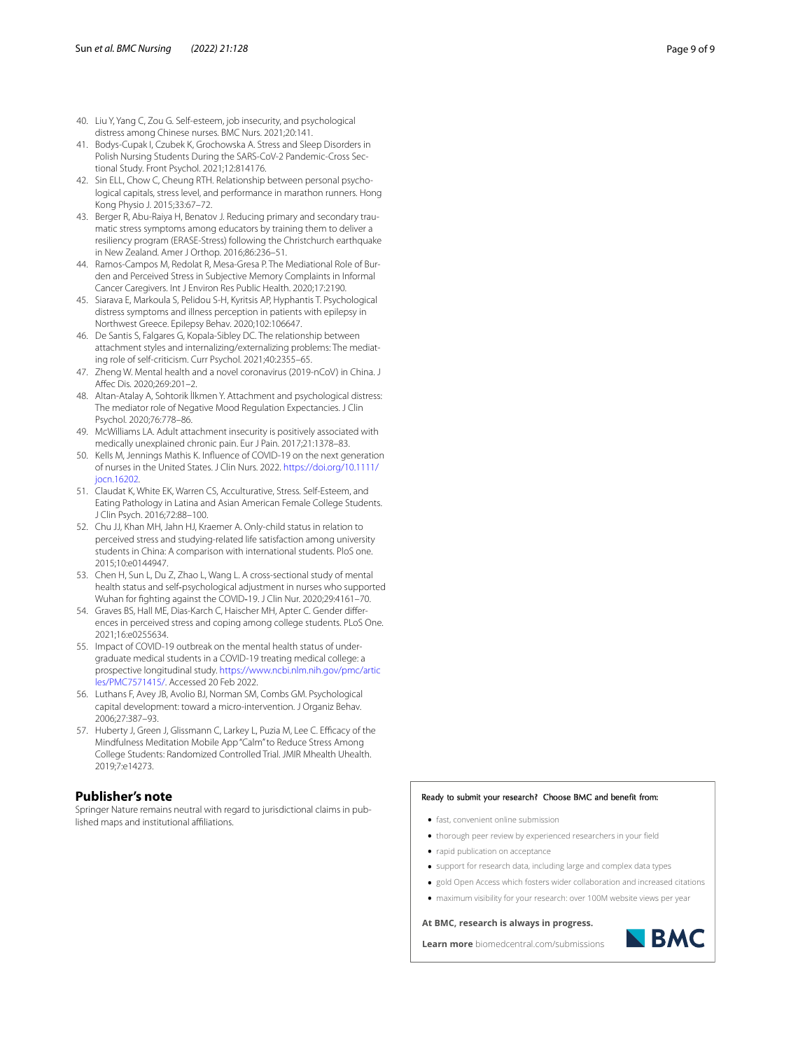40. Liu Y, Yang C, Zou G. Self-esteem, job insecurity, and psychological distress among Chinese nurses. BMC Nurs. 2021;20:141.
41. Bodys-Cupak I, Czubek K, Grochowska A. Stress and Sleep Disorders in Polish Nursing Students During the SARS-CoV-2 Pandemic-Cross Sectional Study. Front Psychol. 2021;12:814176.
42. Sin ELL, Chow C, Cheung RTH. Relationship between personal psychological capitals, stress level, and performance in marathon runners. Hong Kong Physio J. 2015;33:67–72.
43. Berger R, Abu-Raiya H, Benatov J. Reducing primary and secondary traumatic stress symptoms among educators by training them to deliver a resiliency program (ERASE-Stress) following the Christchurch earthquake in New Zealand. Amer J Orthop. 2016;86:236–51.
44. Ramos-Campos M, Redolat R, Mesa-Gresa P. The Mediational Role of Burden and Perceived Stress in Subjective Memory Complaints in Informal Cancer Caregivers. Int J Environ Res Public Health. 2020;17:2190.
45. Siarava E, Markoula S, Pelidou S-H, Kyritsis AP, Hyphantis T. Psychological distress symptoms and illness perception in patients with epilepsy in Northwest Greece. Epilepsy Behav. 2020;102:106647.
46. De Santis S, Falgares G, Kopala-Sibley DC. The relationship between attachment styles and internalizing/externalizing problems: The mediating role of self-criticism. Curr Psychol. 2021;40:2355–65.
47. Zheng W. Mental health and a novel coronavirus (2019-nCoV) in China. J Affec Dis. 2020;269:201–2.
48. Altan-Atalay A, Sohtorik İlkmen Y. Attachment and psychological distress: The mediator role of Negative Mood Regulation Expectancies. J Clin Psychol. 2020;76:778–86.
49. McWilliams LA. Adult attachment insecurity is positively associated with medically unexplained chronic pain. Eur J Pain. 2017;21:1378–83.
50. Kells M, Jennings Mathis K. Influence of COVID-19 on the next generation of nurses in the United States. J Clin Nurs. 2022. https://doi.org/10.1111/jocn.16202.
51. Claudat K, White EK, Warren CS, Acculturative, Stress. Self-Esteem, and Eating Pathology in Latina and Asian American Female College Students. J Clin Psych. 2016;72:88–100.
52. Chu JJ, Khan MH, Jahn HJ, Kraemer A. Only-child status in relation to perceived stress and studying-related life satisfaction among university students in China: A comparison with international students. PloS one. 2015;10:e0144947.
53. Chen H, Sun L, Du Z, Zhao L, Wang L. A cross-sectional study of mental health status and self-psychological adjustment in nurses who supported Wuhan for fighting against the COVID-19. J Clin Nur. 2020;29:4161–70.
54. Graves BS, Hall ME, Dias-Karch C, Haischer MH, Apter C. Gender differences in perceived stress and coping among college students. PLoS One. 2021;16:e0255634.
55. Impact of COVID-19 outbreak on the mental health status of undergraduate medical students in a COVID-19 treating medical college: a prospective longitudinal study. https://www.ncbi.nlm.nih.gov/pmc/articles/PMC7571415/. Accessed 20 Feb 2022.
56. Luthans F, Avey JB, Avolio BJ, Norman SM, Combs GM. Psychological capital development: toward a micro-intervention. J Organiz Behav. 2006;27:387–93.
57. Huberty J, Green J, Glissmann C, Larkey L, Puzia M, Lee C. Efficacy of the Mindfulness Meditation Mobile App "Calm" to Reduce Stress Among College Students: Randomized Controlled Trial. JMIR Mhealth Uhealth. 2019;7:e14273.

## Publisher's note

Springer Nature remains neutral with regard to jurisdictional claims in published maps and institutional affiliations.

Ready to submit your research? Choose BMC and benefit from:

- fast, convenient online submission
- thorough peer review by experienced researchers in your field
- rapid publication on acceptance
- support for research data, including large and complex data types
- gold Open Access which fosters wider collaboration and increased citations
- maximum visibility for your research: over 100M website views per year

**At BMC, research is always in progress.**

**Learn more** biomedcentral.com/submissions

BMC